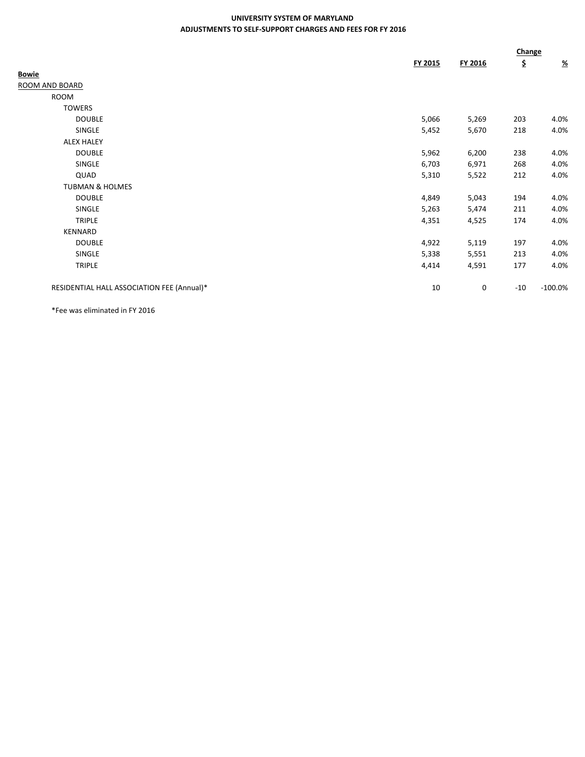**UNIVERSITY SYSTEM OF MARYLAND**
**ADJUSTMENTS TO SELF-SUPPORT CHARGES AND FEES FOR FY 2016**

| | FY 2015 | FY 2016 | Change $ | Change % |
|---|---|---|---|---|
| **Bowie** | | | | |
| ROOM AND BOARD | | | | |
| ROOM | | | | |
| TOWERS | | | | |
| DOUBLE | 5,066 | 5,269 | 203 | 4.0% |
| SINGLE | 5,452 | 5,670 | 218 | 4.0% |
| ALEX HALEY | | | | |
| DOUBLE | 5,962 | 6,200 | 238 | 4.0% |
| SINGLE | 6,703 | 6,971 | 268 | 4.0% |
| QUAD | 5,310 | 5,522 | 212 | 4.0% |
| TUBMAN & HOLMES | | | | |
| DOUBLE | 4,849 | 5,043 | 194 | 4.0% |
| SINGLE | 5,263 | 5,474 | 211 | 4.0% |
| TRIPLE | 4,351 | 4,525 | 174 | 4.0% |
| KENNARD | | | | |
| DOUBLE | 4,922 | 5,119 | 197 | 4.0% |
| SINGLE | 5,338 | 5,551 | 213 | 4.0% |
| TRIPLE | 4,414 | 4,591 | 177 | 4.0% |
| RESIDENTIAL HALL ASSOCIATION FEE (Annual)* | 10 | 0 | -10 | -100.0% |

*Fee was eliminated in FY 2016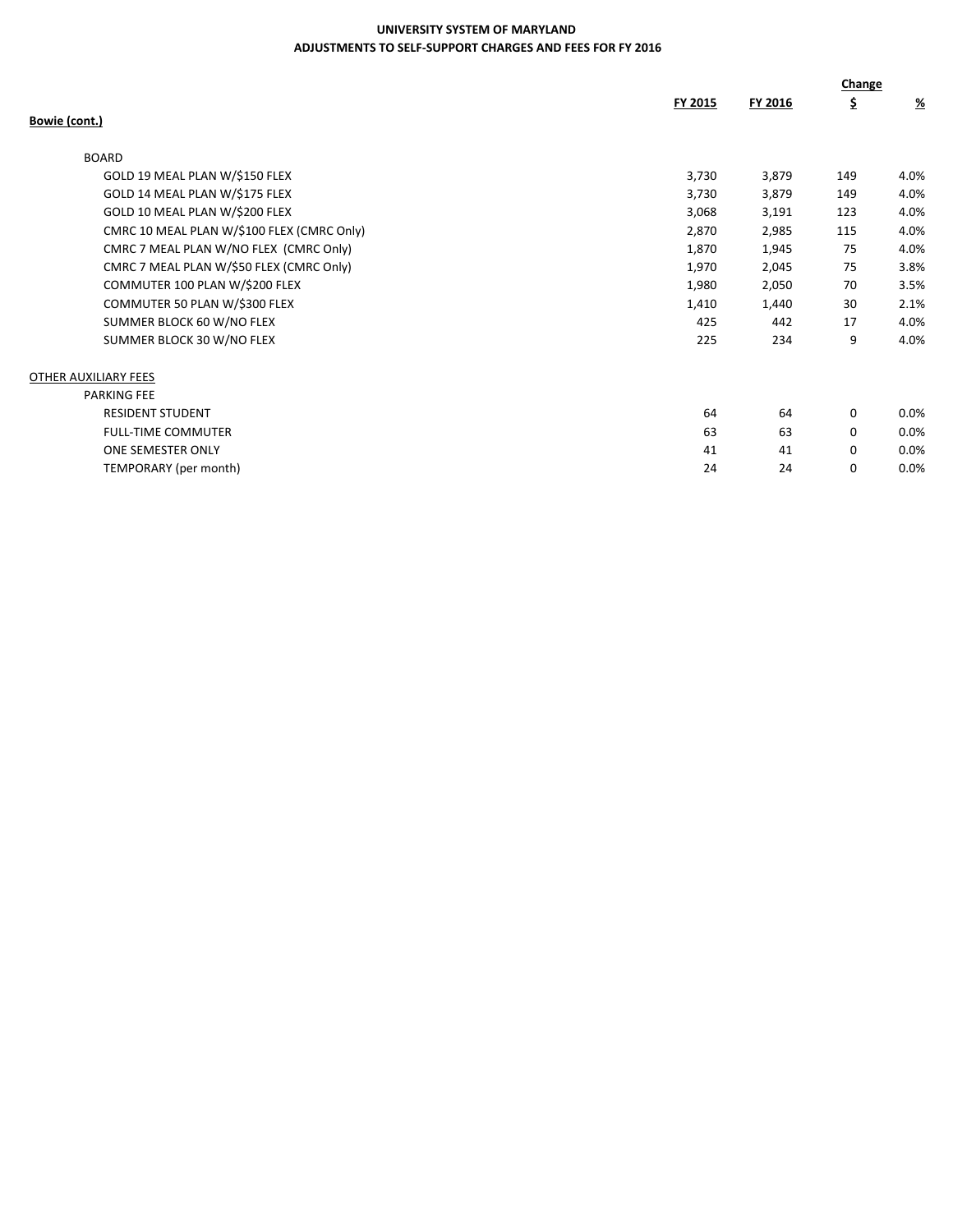**UNIVERSITY SYSTEM OF MARYLAND**
**ADJUSTMENTS TO SELF-SUPPORT CHARGES AND FEES FOR FY 2016**

| | FY 2015 | FY 2016 | Change $ | Change % |
|---|---|---|---|---|
| **Bowie (cont.)** | | | | |
| BOARD | | | | |
| GOLD 19 MEAL PLAN W/$150 FLEX | 3,730 | 3,879 | 149 | 4.0% |
| GOLD 14 MEAL PLAN W/$175 FLEX | 3,730 | 3,879 | 149 | 4.0% |
| GOLD 10 MEAL PLAN W/$200 FLEX | 3,068 | 3,191 | 123 | 4.0% |
| CMRC 10 MEAL PLAN W/$100 FLEX (CMRC Only) | 2,870 | 2,985 | 115 | 4.0% |
| CMRC 7 MEAL PLAN W/NO FLEX (CMRC Only) | 1,870 | 1,945 | 75 | 4.0% |
| CMRC 7 MEAL PLAN W/$50 FLEX (CMRC Only) | 1,970 | 2,045 | 75 | 3.8% |
| COMMUTER 100 PLAN W/$200 FLEX | 1,980 | 2,050 | 70 | 3.5% |
| COMMUTER 50 PLAN W/$300 FLEX | 1,410 | 1,440 | 30 | 2.1% |
| SUMMER BLOCK 60 W/NO FLEX | 425 | 442 | 17 | 4.0% |
| SUMMER BLOCK 30 W/NO FLEX | 225 | 234 | 9 | 4.0% |
| OTHER AUXILIARY FEES | | | | |
| PARKING FEE | | | | |
| RESIDENT STUDENT | 64 | 64 | 0 | 0.0% |
| FULL-TIME COMMUTER | 63 | 63 | 0 | 0.0% |
| ONE SEMESTER ONLY | 41 | 41 | 0 | 0.0% |
| TEMPORARY (per month) | 24 | 24 | 0 | 0.0% |